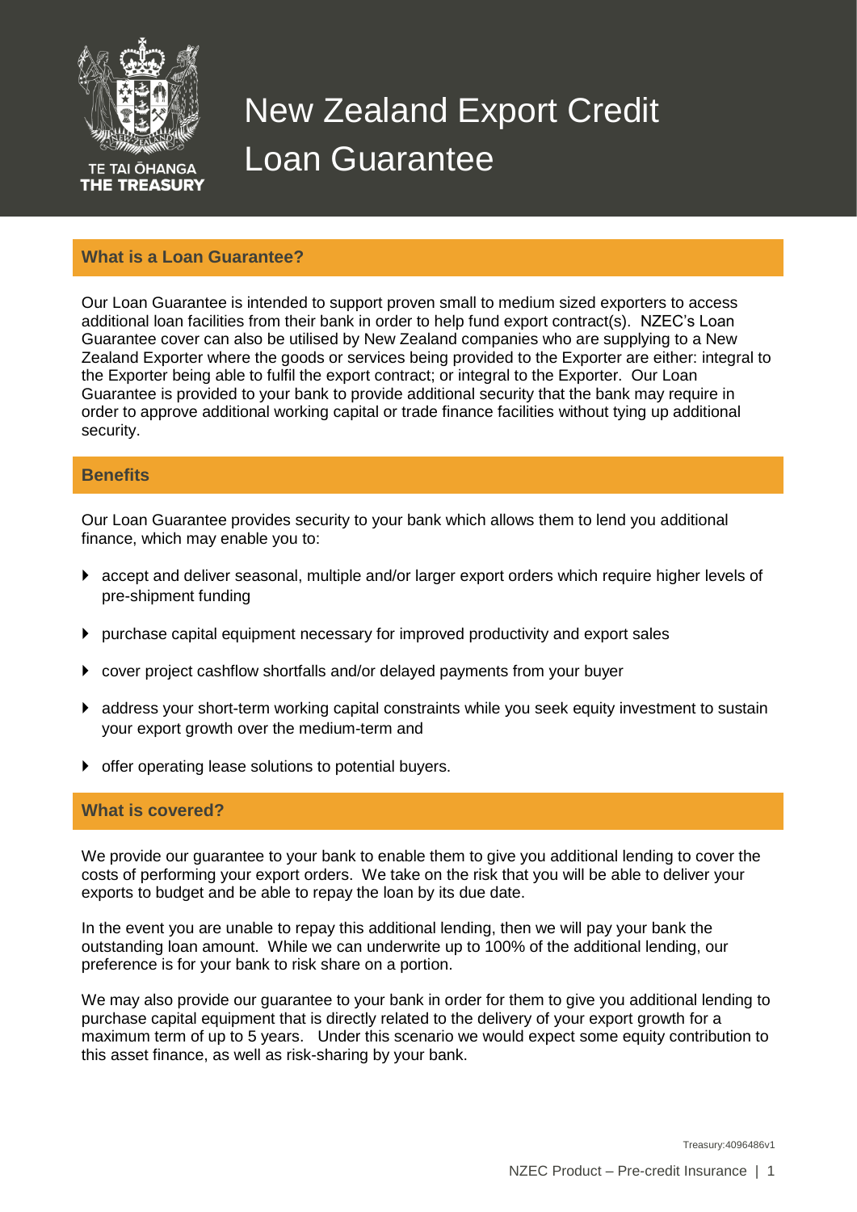# New Zealand Export Credit Loan Guarantee

TE TAI ŌHANGA
THE TREASURY

## What is a Loan Guarantee?

Our Loan Guarantee is intended to support proven small to medium sized exporters to access additional loan facilities from their bank in order to help fund export contract(s). NZEC's Loan Guarantee cover can also be utilised by New Zealand companies who are supplying to a New Zealand Exporter where the goods or services being provided to the Exporter are either: integral to the Exporter being able to fulfil the export contract; or integral to the Exporter. Our Loan Guarantee is provided to your bank to provide additional security that the bank may require in order to approve additional working capital or trade finance facilities without tying up additional security.

## Benefits

Our Loan Guarantee provides security to your bank which allows them to lend you additional finance, which may enable you to:

- accept and deliver seasonal, multiple and/or larger export orders which require higher levels of pre-shipment funding
- purchase capital equipment necessary for improved productivity and export sales
- cover project cashflow shortfalls and/or delayed payments from your buyer
- address your short-term working capital constraints while you seek equity investment to sustain your export growth over the medium-term and
- offer operating lease solutions to potential buyers.

## What is covered?

We provide our guarantee to your bank to enable them to give you additional lending to cover the costs of performing your export orders. We take on the risk that you will be able to deliver your exports to budget and be able to repay the loan by its due date.

In the event you are unable to repay this additional lending, then we will pay your bank the outstanding loan amount. While we can underwrite up to 100% of the additional lending, our preference is for your bank to risk share on a portion.

We may also provide our guarantee to your bank in order for them to give you additional lending to purchase capital equipment that is directly related to the delivery of your export growth for a maximum term of up to 5 years. Under this scenario we would expect some equity contribution to this asset finance, as well as risk-sharing by your bank.

Treasury:4096486v1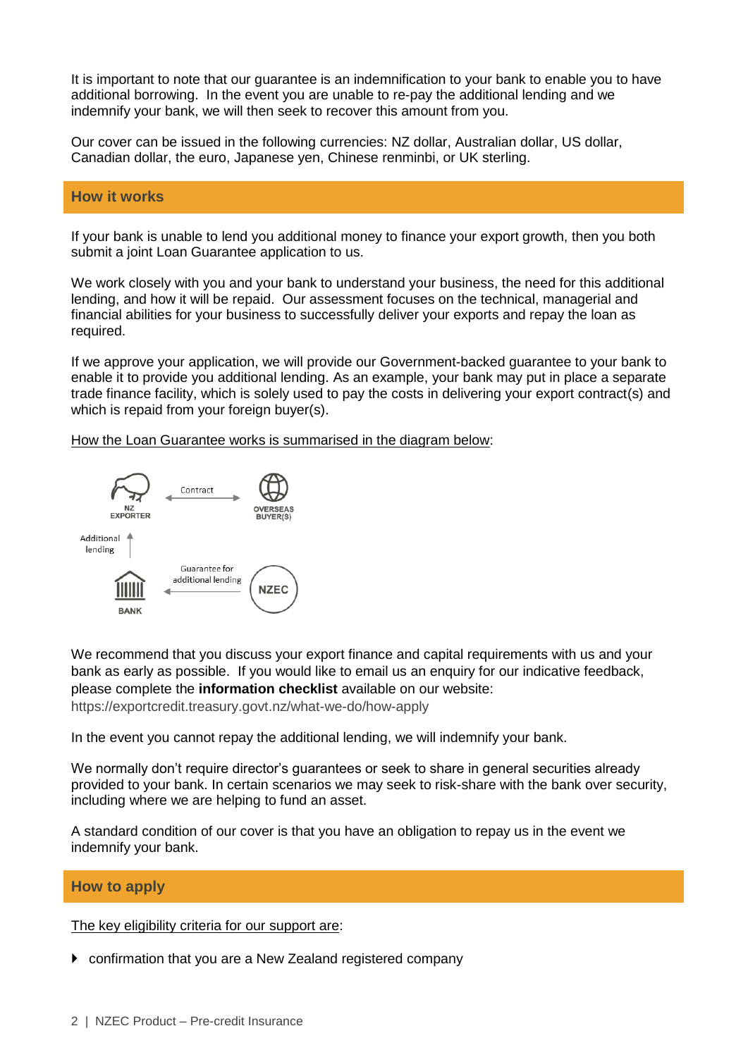It is important to note that our guarantee is an indemnification to your bank to enable you to have additional borrowing. In the event you are unable to re-pay the additional lending and we indemnify your bank, we will then seek to recover this amount from you.

Our cover can be issued in the following currencies: NZ dollar, Australian dollar, US dollar, Canadian dollar, the euro, Japanese yen, Chinese renminbi, or UK sterling.

## How it works

If your bank is unable to lend you additional money to finance your export growth, then you both submit a joint Loan Guarantee application to us.

We work closely with you and your bank to understand your business, the need for this additional lending, and how it will be repaid. Our assessment focuses on the technical, managerial and financial abilities for your business to successfully deliver your exports and repay the loan as required.

If we approve your application, we will provide our Government-backed guarantee to your bank to enable it to provide you additional lending. As an example, your bank may put in place a separate trade finance facility, which is solely used to pay the costs in delivering your export contract(s) and which is repaid from your foreign buyer(s).

How the Loan Guarantee works is summarised in the diagram below:

We recommend that you discuss your export finance and capital requirements with us and your bank as early as possible. If you would like to email us an enquiry for our indicative feedback, please complete the **information checklist** available on our website: https://exportcredit.treasury.govt.nz/what-we-do/how-apply

In the event you cannot repay the additional lending, we will indemnify your bank.

We normally don't require director's guarantees or seek to share in general securities already provided to your bank. In certain scenarios we may seek to risk-share with the bank over security, including where we are helping to fund an asset.

A standard condition of our cover is that you have an obligation to repay us in the event we indemnify your bank.

## How to apply

The key eligibility criteria for our support are:

- confirmation that you are a New Zealand registered company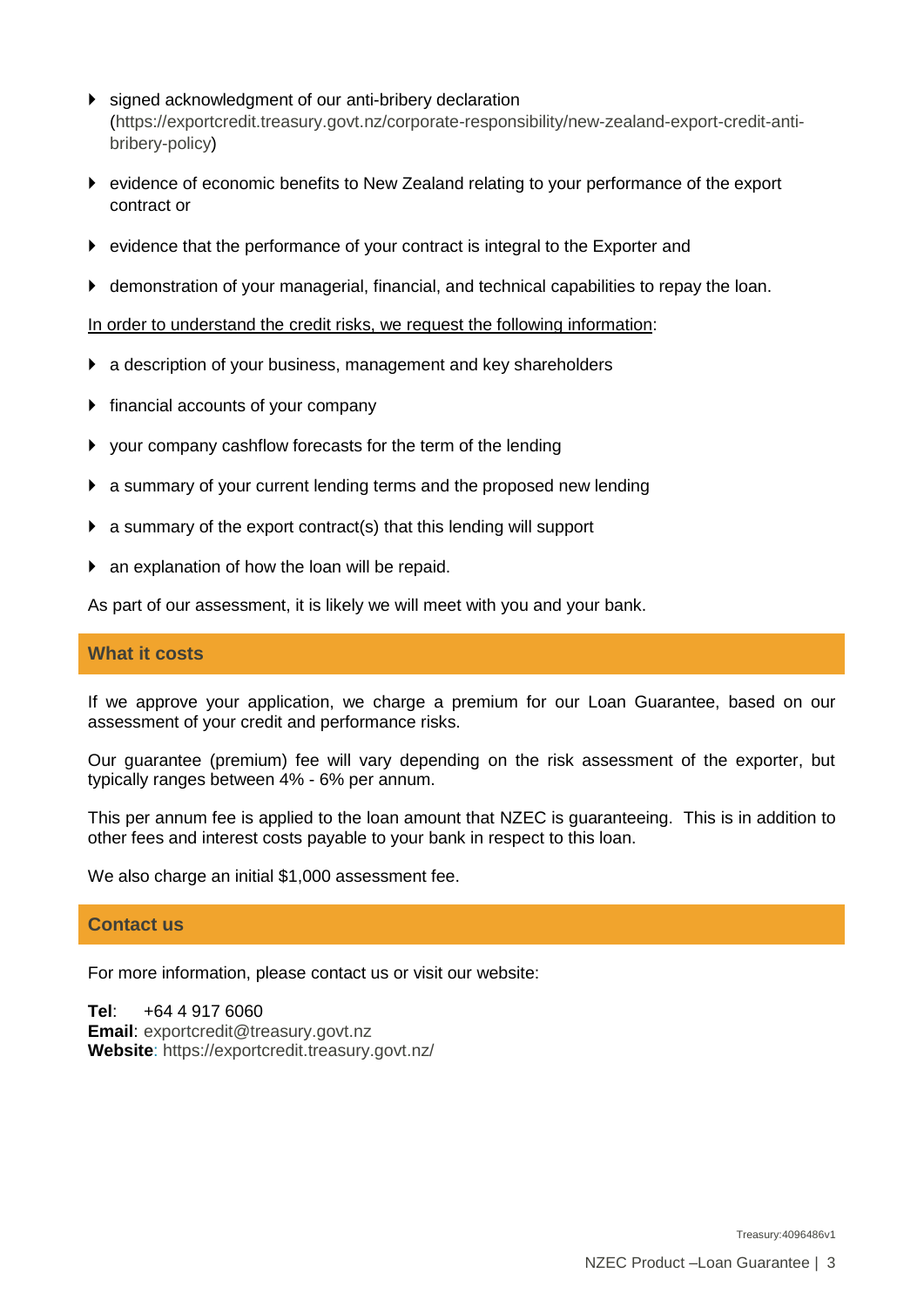- signed acknowledgment of our anti-bribery declaration (https://exportcredit.treasury.govt.nz/corporate-responsibility/new-zealand-export-credit-anti-bribery-policy)
- evidence of economic benefits to New Zealand relating to your performance of the export contract or
- evidence that the performance of your contract is integral to the Exporter and
- demonstration of your managerial, financial, and technical capabilities to repay the loan.

In order to understand the credit risks, we request the following information:

- a description of your business, management and key shareholders
- financial accounts of your company
- your company cashflow forecasts for the term of the lending
- a summary of your current lending terms and the proposed new lending
- a summary of the export contract(s) that this lending will support
- an explanation of how the loan will be repaid.

As part of our assessment, it is likely we will meet with you and your bank.

## What it costs

If we approve your application, we charge a premium for our Loan Guarantee, based on our assessment of your credit and performance risks.

Our guarantee (premium) fee will vary depending on the risk assessment of the exporter, but typically ranges between 4% - 6% per annum.

This per annum fee is applied to the loan amount that NZEC is guaranteeing. This is in addition to other fees and interest costs payable to your bank in respect to this loan.

We also charge an initial $1,000 assessment fee.

## Contact us

For more information, please contact us or visit our website:

**Tel**: +64 4 917 6060
**Email**: exportcredit@treasury.govt.nz
**Website**: https://exportcredit.treasury.govt.nz/